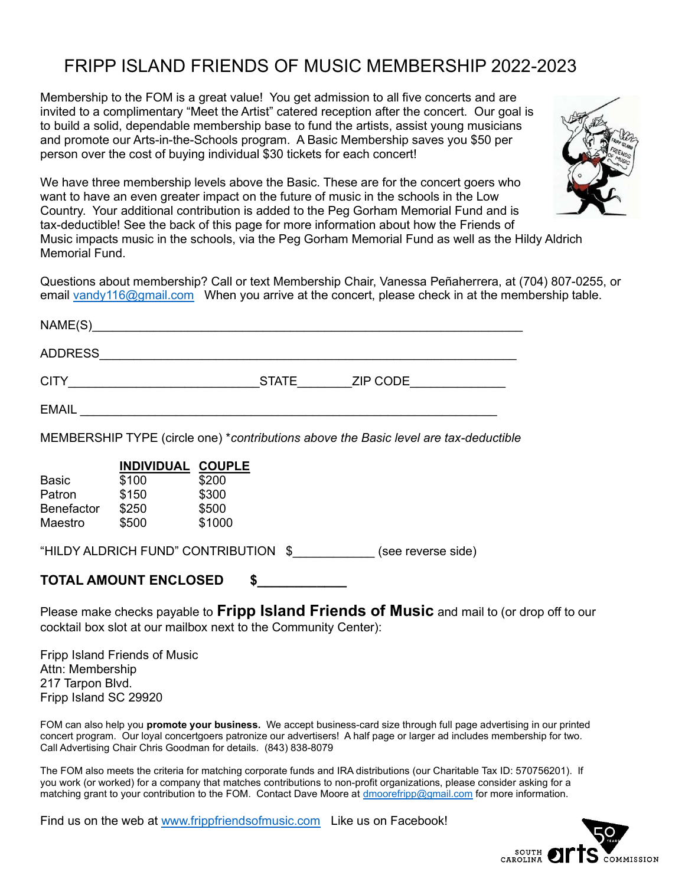# FRIPP ISLAND FRIENDS OF MUSIC MEMBERSHIP 2022-2023

Membership to the FOM is a great value! You get admission to all five concerts and are invited to a complimentary "Meet the Artist" catered reception after the concert. Our goal is to build a solid, dependable membership base to fund the artists, assist young musicians and promote our Arts-in-the-Schools program. A Basic Membership saves you $50 per person over the cost of buying individual $30 tickets for each concert!

We have three membership levels above the Basic. These are for the concert goers who want to have an even greater impact on the future of music in the schools in the Low Country. Your additional contribution is added to the Peg Gorham Memorial Fund and is tax-deductible! See the back of this page for more information about how the Friends of Music impacts music in the schools, via the Peg Gorham Memorial Fund as well as the Hildy Aldrich Memorial Fund.

Questions about membership? Call or text Membership Chair, Vanessa Peñaherrera, at (704) 807-0255, or email vandy116@gmail.com When you arrive at the concert, please check in at the membership table.

NAME(S)________________________________________________________________

ADDRESS_______________________________________________________________

CITY___________________________STATE________ZIP CODE_____________

EMAIL _________________________________________________________________

MEMBERSHIP TYPE (circle one) **contributions above the Basic level are tax-deductible*

| | INDIVIDUAL | COUPLE |
|---|---|---|
| Basic | $100 | $200 |
| Patron | $150 | $300 |
| Benefactor | $250 | $500 |
| Maestro | $500 | $1000 |

"HILDY ALDRICH FUND" CONTRIBUTION $____________ (see reverse side)

**TOTAL AMOUNT ENCLOSED $____________**

Please make checks payable to **Fripp Island Friends of Music** and mail to (or drop off to our cocktail box slot at our mailbox next to the Community Center):

Fripp Island Friends of Music
Attn: Membership
217 Tarpon Blvd.
Fripp Island SC 29920

FOM can also help you **promote your business.** We accept business-card size through full page advertising in our printed concert program. Our loyal concertgoers patronize our advertisers! A half page or larger ad includes membership for two. Call Advertising Chair Chris Goodman for details. (843) 838-8079

The FOM also meets the criteria for matching corporate funds and IRA distributions (our Charitable Tax ID: 570756201). If you work (or worked) for a company that matches contributions to non-profit organizations, please consider asking for a matching grant to your contribution to the FOM. Contact Dave Moore at dmoorefripp@gmail.com for more information.

Find us on the web at www.frippfriendsofmusic.com Like us on Facebook!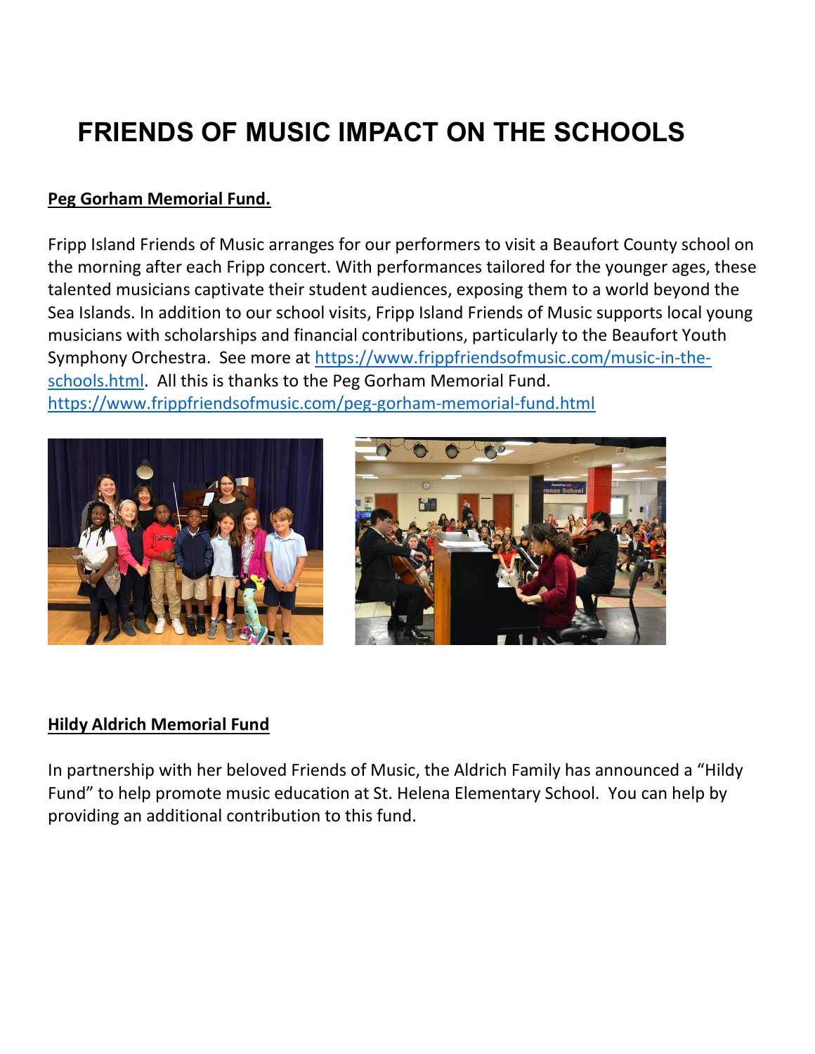# FRIENDS OF MUSIC IMPACT ON THE SCHOOLS

**Peg Gorham Memorial Fund.**

Fripp Island Friends of Music arranges for our performers to visit a Beaufort County school on the morning after each Fripp concert. With performances tailored for the younger ages, these talented musicians captivate their student audiences, exposing them to a world beyond the Sea Islands. In addition to our school visits, Fripp Island Friends of Music supports local young musicians with scholarships and financial contributions, particularly to the Beaufort Youth Symphony Orchestra. See more at https://www.frippfriendsofmusic.com/music-in-the-schools.html. All this is thanks to the Peg Gorham Memorial Fund. https://www.frippfriendsofmusic.com/peg-gorham-memorial-fund.html

**Hildy Aldrich Memorial Fund**

In partnership with her beloved Friends of Music, the Aldrich Family has announced a "Hildy Fund" to help promote music education at St. Helena Elementary School. You can help by providing an additional contribution to this fund.